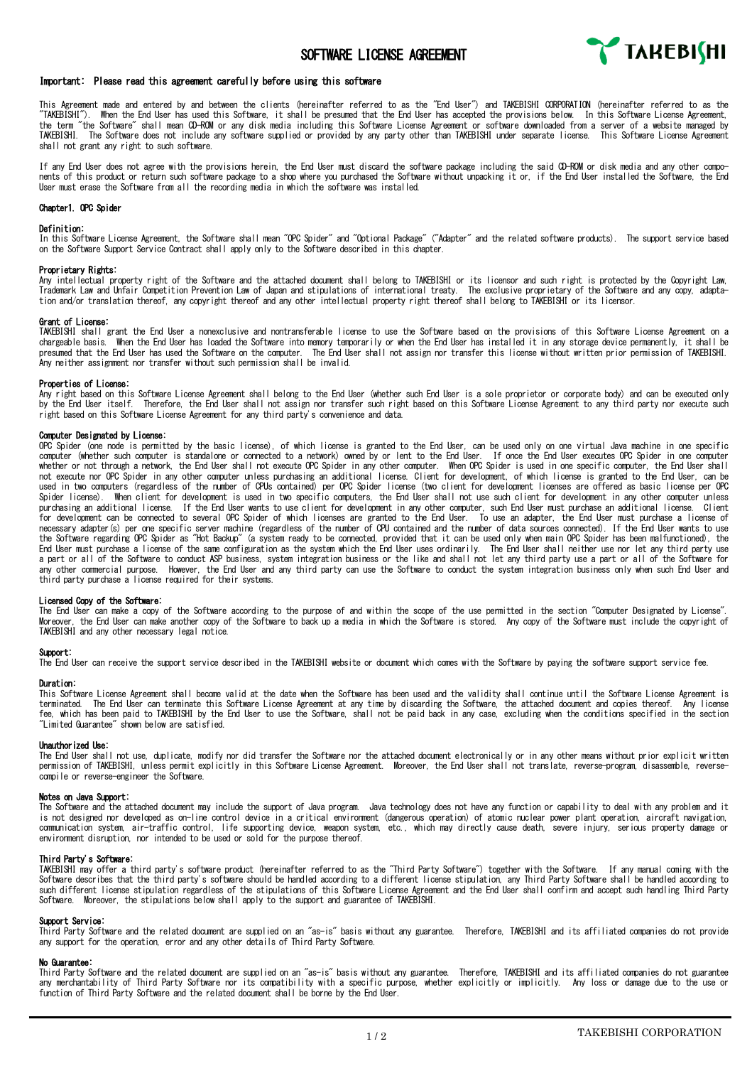# SOFTWARE LICENSE AGREEMENT

TAKEBISHI

**Important: Please read this agreement carefully before using this software**

This Agreement made and entered by and between the clients (hereinafter referred to as the "End User") and TAKEBISHI CORPORATION (hereinafter referred to as the "TAKEBISHI"). When the End User has used this Software, it shall be presumed that the End User has accepted the provisions below. In this Software License Agreement, the term "the Software" shall mean CD-ROM or any disk media including this Software License Agreement or software downloaded from a server of a website managed by TAKEBISHI. The Software does not include any software supplied or provided by any party other than TAKEBISHI under separate license. This Software License Agreement shall not grant any right to such software.

If any End User does not agree with the provisions herein, the End User must discard the software package including the said CD-ROM or disk media and any other components of this product or return such software package to a shop where you purchased the Software without unpacking it or, if the End User installed the Software, the End User must erase the Software from all the recording media in which the software was installed.

## Chapter1. OPC Spider

### Definition:

In this Software License Agreement, the Software shall mean "OPC Spider" and "Optional Package" ("Adapter" and the related software products). The support service based on the Software Support Service Contract shall apply only to the Software described in this chapter.

### Proprietary Rights:

Any intellectual property right of the Software and the attached document shall belong to TAKEBISHI or its licensor and such right is protected by the Copyright Law, Trademark Law and Unfair Competition Prevention Law of Japan and stipulations of international treaty. The exclusive proprietary of the Software and any copy, adaptation and/or translation thereof, any copyright thereof and any other intellectual property right thereof shall belong to TAKEBISHI or its licensor.

### Grant of License:

TAKEBISHI shall grant the End User a nonexclusive and nontransferable license to use the Software based on the provisions of this Software License Agreement on a chargeable basis. When the End User has loaded the Software into memory temporarily or when the End User has installed it in any storage device permanently, it shall be presumed that the End User has used the Software on the computer. The End User shall not assign nor transfer this license without written prior permission of TAKEBISHI. Any neither assignment nor transfer without such permission shall be invalid.

### Properties of License:

Any right based on this Software License Agreement shall belong to the End User (whether such End User is a sole proprietor or corporate body) and can be executed only by the End User itself. Therefore, the End User shall not assign nor transfer such right based on this Software License Agreement to any third party nor execute such right based on this Software License Agreement for any third party's convenience and data.

### Computer Designated by License:

OPC Spider (one node is permitted by the basic license), of which license is granted to the End User, can be used only on one virtual Java machine in one specific computer (whether such computer is standalone or connected to a network) owned by or lent to the End User. If once the End User executes OPC Spider in one computer whether or not through a network, the End User shall not execute OPC Spider in any other computer. When OPC Spider is used in one specific computer, the End User shall not execute nor OPC Spider in any other computer unless purchasing an additional license. Client for development, of which license is granted to the End User, can be used in two computers (regardless of the number of CPUs contained) per OPC Spider license (two client for development licenses are offered as basic license per OPC Spider license). When client for development is used in two specific computers, the End User shall not use such client for development in any other computer unless purchasing an additional license. If the End User wants to use client for development in any other computer, such End User must purchase an additional license. Client for development can be connected to several OPC Spider of which licenses are granted to the End User. To use an adapter, the End User must purchase a license of necessary adapter(s) per one specific server machine (regardless of the number of CPU contained and the number of data sources connected). If the End User wants to use the Software regarding OPC Spider as "Hot Backup" (a system ready to be connected, provided that it can be used only when main OPC Spider has been malfunctioned), the End User must purchase a license of the same configuration as the system which the End User uses ordinarily. The End User shall neither use nor let any third party use a part or all of the Software to conduct ASP business, system integration business or the like and shall not let any third party use a part or all of the Software for any other commercial purpose. However, the End User and any third party can use the Software to conduct the system integration business only when such End User and third party purchase a license required for their systems.

### Licensed Copy of the Software:

The End User can make a copy of the Software according to the purpose of and within the scope of the use permitted in the section "Computer Designated by License". Moreover, the End User can make another copy of the Software to back up a media in which the Software is stored. Any copy of the Software must include the copyright of TAKEBISHI and any other necessary legal notice.

### Support:

The End User can receive the support service described in the TAKEBISHI website or document which comes with the Software by paying the software support service fee.

### Duration:

This Software License Agreement shall become valid at the date when the Software has been used and the validity shall continue until the Software License Agreement is terminated. The End User can terminate this Software License Agreement at any time by discarding the Software, the attached document and copies thereof. Any license fee, which has been paid to TAKEBISHI by the End User to use the Software, shall not be paid back in any case, excluding when the conditions specified in the section "Limited Guarantee" shown below are satisfied.

### Unauthorized Use:

The End User shall not use, duplicate, modify nor did transfer the Software nor the attached document electronically or in any other means without prior explicit written permission of TAKEBISHI, unless permit explicitly in this Software License Agreement. Moreover, the End User shall not translate, reverse-program, disassemble, reverse-compile or reverse-engineer the Software.

### Notes on Java Support:

The Software and the attached document may include the support of Java program. Java technology does not have any function or capability to deal with any problem and it is not designed nor developed as on-line control device in a critical environment (dangerous operation) of atomic nuclear power plant operation, aircraft navigation, communication system, air-traffic control, life supporting device, weapon system, etc., which may directly cause death, severe injury, serious property damage or environment disruption, nor intended to be used or sold for the purpose thereof.

### Third Party's Software:

TAKEBISHI may offer a third party's software product (hereinafter referred to as the "Third Party Software") together with the Software. If any manual coming with the Software describes that the third party's software should be handled according to a different license stipulation, any Third Party Software shall be handled according to such different license stipulation regardless of the stipulations of this Software License Agreement and the End User shall confirm and accept such handling Third Party Software. Moreover, the stipulations below shall apply to the support and guarantee of TAKEBISHI.

### Support Service:

Third Party Software and the related document are supplied on an "as-is" basis without any guarantee. Therefore, TAKEBISHI and its affiliated companies do not provide any support for the operation, error and any other details of Third Party Software.

### No Guarantee:

Third Party Software and the related document are supplied on an "as-is" basis without any guarantee. Therefore, TAKEBISHI and its affiliated companies do not guarantee any merchantability of Third Party Software nor its compatibility with a specific purpose, whether explicitly or implicitly. Any loss or damage due to the use or function of Third Party Software and the related document shall be borne by the End User.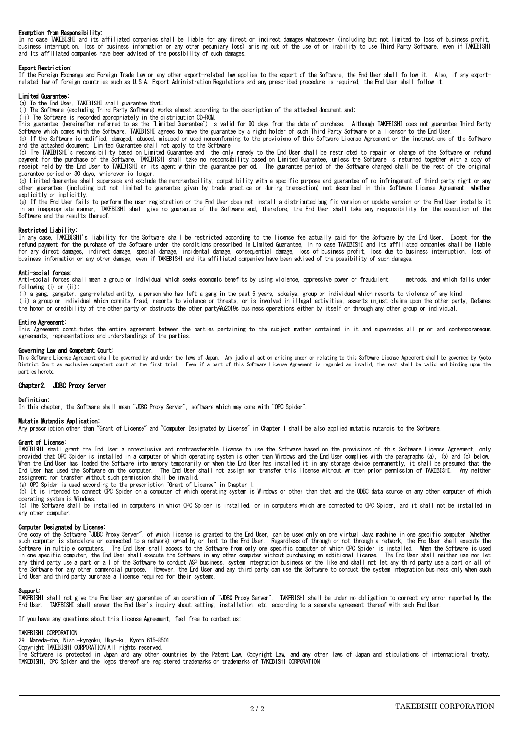**Exemption from Responsibility:**

In no case TAKEBISHI and its affiliated companies shall be liable for any direct or indirect damages whatsoever (including but not limited to loss of business profit, business interruption, loss of business information or any other pecuniary loss) arising out of the use of or inability to use Third Party Software, even if TAKEBISHI and its affiliated companies have been advised of the possibility of such damages.

**Export Restriction:**

If the Foreign Exchange and Foreign Trade Law or any other export-related law applies to the export of the Software, the End User shall follow it. Also, if any export-related law of foreign countries such as U.S.A. Export Administration Regulations and any prescribed procedure is required, the End User shall follow it.

**Limited Guarantee:**

(a) To the End User, TAKEBISHI shall guarantee that:
(i) The Software (excluding Third Party Software) works almost according to the description of the attached document and;
(ii) The Software is recorded appropriately in the distribution CD-ROM,
This guarantee (hereinafter referred to as the "Limited Guarantee") is valid for 90 days from the date of purchase. Although TAKEBISHI does not guarantee Third Party Software which comes with the Software, TAKEBISHI agrees to move the guarantee by a right holder of such Third Party Software or a licensor to the End User.
(b) If the Software is modified, damaged, abused, misused or used nonconforming to the provisions of this Software License Agreement or the instructions of the Software and the attached document, Limited Guarantee shall not apply to the Software.
(c) The TAKEBISHI's responsibility based on Limited Guarantee and the only remedy to the End User shall be restricted to repair or change of the Software or refund payment for the purchase of the Software. TAKEBISHI shall take no responsibility based on Limited Guarantee, unless the Software is returned together with a copy of receipt held by the End User to TAKEBISHI or its agent within the guarantee period. The guarantee period of the Software changed shall be the rest of the original guarantee period or 30 days, whichever is longer.
(d) Limited Guarantee shall supersede and exclude the merchantability, compatibility with a specific purpose and guarantee of no infringement of third party right or any other guarantee (including but not limited to guarantee given by trade practice or during transaction) not described in this Software License Agreement, whether explicitly or implicitly.
(e) If the End User fails to perform the user registration or the End User does not install a distributed bug fix version or update version or the End User installs it in an inappropriate manner, TAKEBISHI shall give no guarantee of the Software and, therefore, the End User shall take any responsibility for the execution of the Software and the results thereof.

**Restricted Liability:**

In any case, TAKEBISHI's liability for the Software shall be restricted according to the license fee actually paid for the Software by the End User. Except for the refund payment for the purchase of the Software under the conditions prescribed in Limited Guarantee, in no case TAKEBISHI and its affiliated companies shall be liable for any direct damages, indirect damage, special damage, incidental damage, consequential damage, loss of business profit, loss due to business interruption, loss of business information or any other damage, even if TAKEBISHI and its affiliated companies have been advised of the possibility of such damages.

**Anti-social forces:**

Anti-social forces shall mean a group or individual which seeks economic benefits by using violence, oppressive power or fraudulent methods, and which falls under following (i) or (ii):
(i) a gang, gangster, gang-related entity, a person who has left a gang in the past 5 years, sokaiya, group or individual which resorts to violence of any kind.
(ii) a group or individual which commits fraud, resorts to violence or threats, or is involved in illegal activities, asserts unjust claims upon the other party, Defames the honor or credibility of the other party or obstructs the other party¥u2019s business operations either by itself or through any other group or individual.

**Entire Agreement:**

This Agreement constitutes the entire agreement between the parties pertaining to the subject matter contained in it and supersedes all prior and contemporaneous agreements, representations and understandings of the parties.

**Governing Law and Competent Court:**

This Software License Agreement shall be governed by and under the laws of Japan. Any judicial action arising under or relating to this Software License Agreement shall be governed by Kyoto District Court as exclusive competent court at the first trial. Even if a part of this Software License Agreement is regarded as invalid, the rest shall be valid and binding upon the parties hereto.

## Chapter2. JDBC Proxy Server

**Definition:**

In this chapter, the Software shall mean "JDBC Proxy Server", software which may come with "OPC Spider".

**Mutatis Mutandis Application:**

Any prescription other than "Grant of License" and "Computer Designated by License" in Chapter 1 shall be also applied mutatis mutandis to the Software.

**Grant of License:**

TAKEBISHI shall grant the End User a nonexclusive and nontransferable license to use the Software based on the provisions of this Software License Agreement, only provided that OPC Spider is installed in a computer of which operating system is other than Windows and the End User complies with the paragraphs (a), (b) and (c) below. When the End User has loaded the Software into memory temporarily or when the End User has installed it in any storage device permanently, it shall be presumed that the End User has used the Software on the computer. The End User shall not assign nor transfer this license without written prior permission of TAKEBISHI. Any neither assignment nor transfer without such permission shall be invalid.
(a) OPC Spider is used according to the prescription "Grant of License" in Chapter 1.
(b) It is intended to connect OPC Spider on a computer of which operating system is Windows or other than that and the ODBC data source on any other computer of which operating system is Windows.
(c) The Software shall be installed in computers in which OPC Spider is installed, or in computers which are connected to OPC Spider, and it shall not be installed in any other computer.

**Computer Designated by License:**

One copy of the Software "JDBC Proxy Server", of which license is granted to the End User, can be used only on one virtual Java machine in one specific computer (whether such computer is standalone or connected to a network) owned by or lent to the End User. Regardless of through or not through a network, the End User shall execute the Software in multiple computers. The End User shall access to the Software from only one specific computer of which OPC Spider is installed. When the Software is used in one specific computer, the End User shall execute the Software in any other computer without purchasing an additional license. The End User shall neither use nor let any third party use a part or all of the Software to conduct ASP business, system integration business or the like and shall not let any third party use a part or all of the Software for any other commercial purpose. However, the End User and any third party can use the Software to conduct the system integration business only when such End User and third party purchase a license required for their systems.

**Support:**

TAKEBISHI shall not give the End User any guarantee of an operation of "JDBC Proxy Server". TAKEBISHI shall be under no obligation to correct any error reported by the End User. TAKEBISHI shall answer the End User's inquiry about setting, installation, etc. according to a separate agreement thereof with such End User.

If you have any questions about this License Agreement, feel free to contact us:

TAKEBISHI CORPORATION
29, Mameda-cho, Nishi-kyogoku, Ukyo-ku, Kyoto 615-8501
Copyright TAKEBISHI CORPORATION All rights reserved.
The Software is protected in Japan and any other countries by the Patent Law, Copyright Law, and any other laws of Japan and stipulations of international treaty.
TAKEBISHI, OPC Spider and the logos thereof are registered trademarks or trademarks of TAKEBISHI CORPORATION.